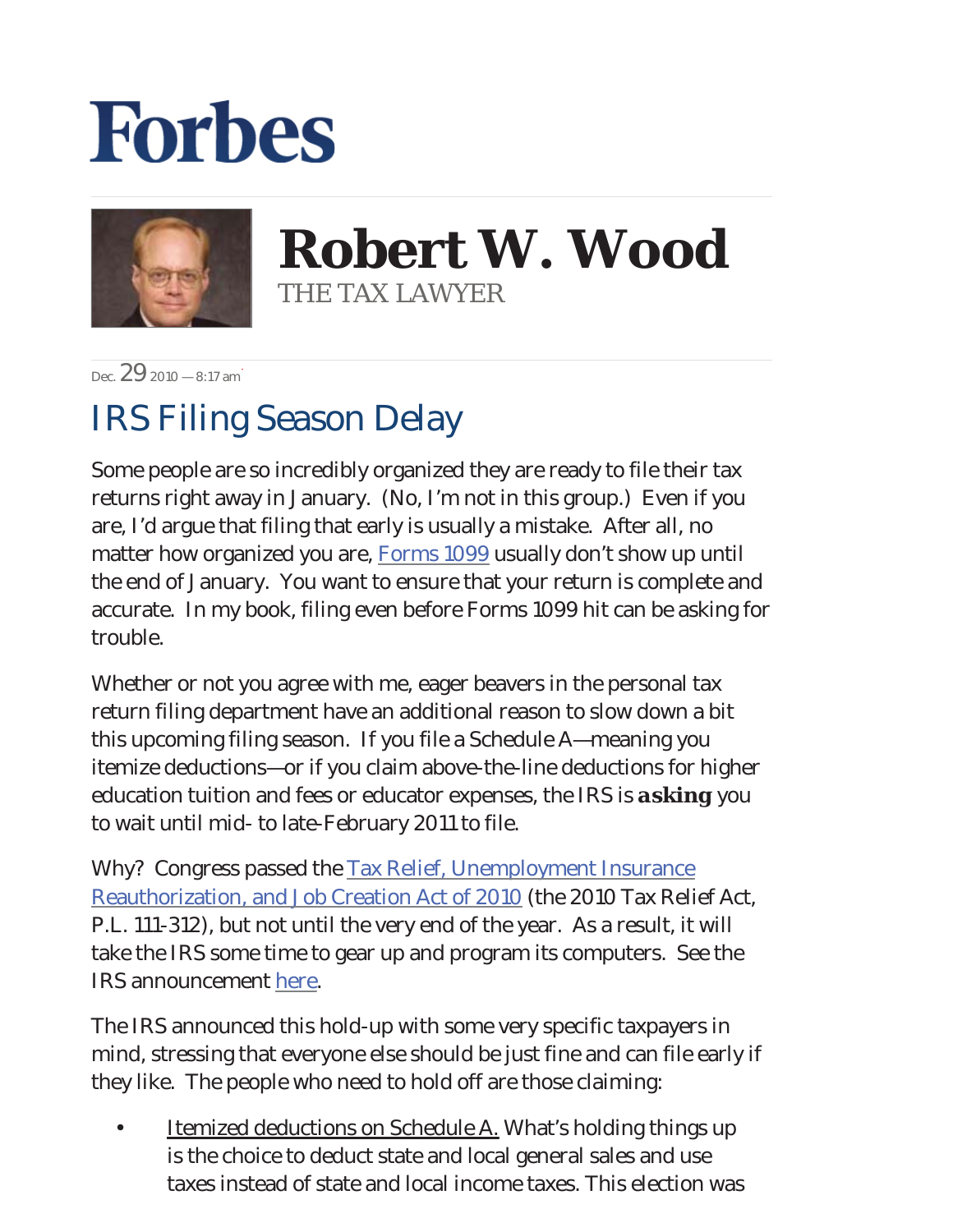# Forbes

## Robert W. Wood

THE TAX LAWYER

Dec. 29 2010 — 8:17 am

# IRS Filing Season Delay

Some people are so incredibly organized they are ready to file their tax returns right away in January. (No, I'm not in this group.) Even if you are, I'd argue that filing that early is usually a mistake. After all, no matter how organized you are, Forms 1099 usually don't show up until the end of January. You want to ensure that your return is complete and accurate. In my book, filing even before Forms 1099 hit can be asking for trouble.

Whether or not you agree with me, eager beavers in the personal tax return filing department have an additional reason to slow down a bit this upcoming filing season. If you file a Schedule A—meaning you itemize deductions—or if you claim above-the-line deductions for higher education tuition and fees or educator expenses, the IRS is **asking** you to wait until mid- to late-February 2011 to file.

Why? Congress passed the Tax Relief, Unemployment Insurance Reauthorization, and Job Creation Act of 2010 (the 2010 Tax Relief Act, P.L. 111-312), but not until the very end of the year. As a result, it will take the IRS some time to gear up and program its computers. See the IRS announcement here.

The IRS announced this hold-up with some very specific taxpayers in mind, stressing that everyone else should be just fine and can file early if they like. The people who need to hold off are those claiming:

- Itemized deductions on Schedule A. What's holding things up is the choice to deduct state and local general sales and use taxes instead of state and local income taxes. This election was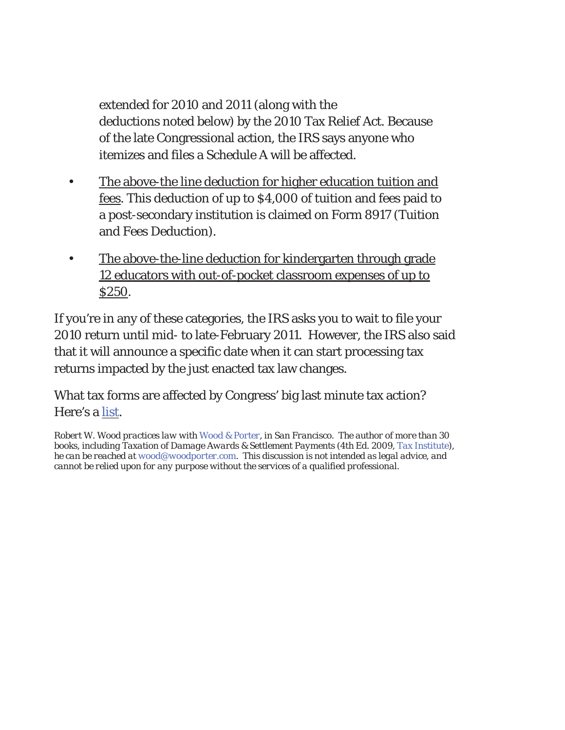extended for 2010 and 2011 (along with the deductions noted below) by the 2010 Tax Relief Act. Because of the late Congressional action, the IRS says anyone who itemizes and files a Schedule A will be affected.

- The above-the line deduction for higher education tuition and fees. This deduction of up to $4,000 of tuition and fees paid to a post-secondary institution is claimed on Form 8917 (Tuition and Fees Deduction).

- The above-the-line deduction for kindergarten through grade 12 educators with out-of-pocket classroom expenses of up to $250.

If you're in any of these categories, the IRS asks you to wait to file your 2010 return until mid- to late-February 2011. However, the IRS also said that it will announce a specific date when it can start processing tax returns impacted by the just enacted tax law changes.

What tax forms are affected by Congress' big last minute tax action? Here's a list.

*Robert W. Wood practices law with Wood & Porter, in San Francisco. The author of more than 30 books, including Taxation of Damage Awards & Settlement Payments (4th Ed. 2009, Tax Institute), he can be reached at wood@woodporter.com. This discussion is not intended as legal advice, and cannot be relied upon for any purpose without the services of a qualified professional.*